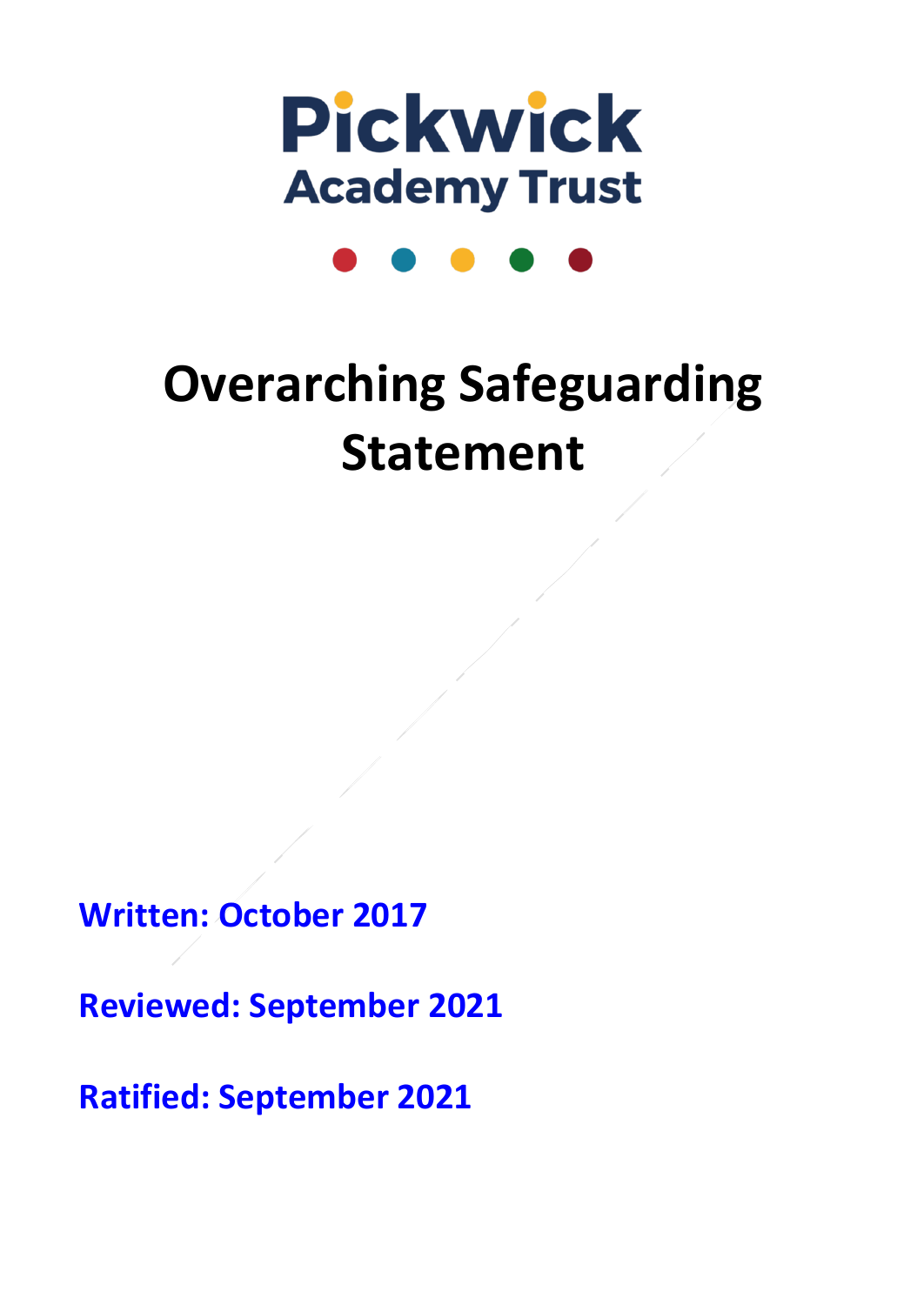Pickwick Academy Trust

# Overarching Safeguarding Statement

**Written: October 2017**

**Reviewed: September 2021**

**Ratified: September 2021**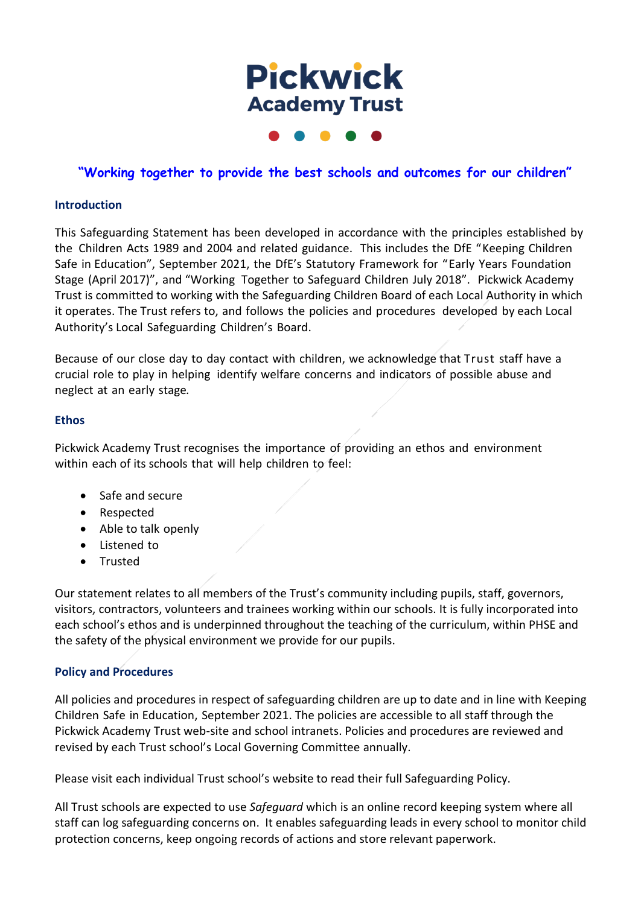# Pickwick Academy Trust

**"Working together to provide the best schools and outcomes for our children"**

## Introduction

This Safeguarding Statement has been developed in accordance with the principles established by the Children Acts 1989 and 2004 and related guidance. This includes the DfE "Keeping Children Safe in Education", September 2021, the DfE's Statutory Framework for "Early Years Foundation Stage (April 2017)", and "Working Together to Safeguard Children July 2018". Pickwick Academy Trust is committed to working with the Safeguarding Children Board of each Local Authority in which it operates. The Trust refers to, and follows the policies and procedures developed by each Local Authority's Local Safeguarding Children's Board.

Because of our close day to day contact with children, we acknowledge that Trust staff have a crucial role to play in helping identify welfare concerns and indicators of possible abuse and neglect at an early stage.

## Ethos

Pickwick Academy Trust recognises the importance of providing an ethos and environment within each of its schools that will help children to feel:

- Safe and secure
- Respected
- Able to talk openly
- Listened to
- Trusted

Our statement relates to all members of the Trust's community including pupils, staff, governors, visitors, contractors, volunteers and trainees working within our schools. It is fully incorporated into each school's ethos and is underpinned throughout the teaching of the curriculum, within PHSE and the safety of the physical environment we provide for our pupils.

## Policy and Procedures

All policies and procedures in respect of safeguarding children are up to date and in line with Keeping Children Safe in Education, September 2021. The policies are accessible to all staff through the Pickwick Academy Trust web-site and school intranets. Policies and procedures are reviewed and revised by each Trust school's Local Governing Committee annually.

Please visit each individual Trust school's website to read their full Safeguarding Policy.

All Trust schools are expected to use *Safeguard* which is an online record keeping system where all staff can log safeguarding concerns on. It enables safeguarding leads in every school to monitor child protection concerns, keep ongoing records of actions and store relevant paperwork.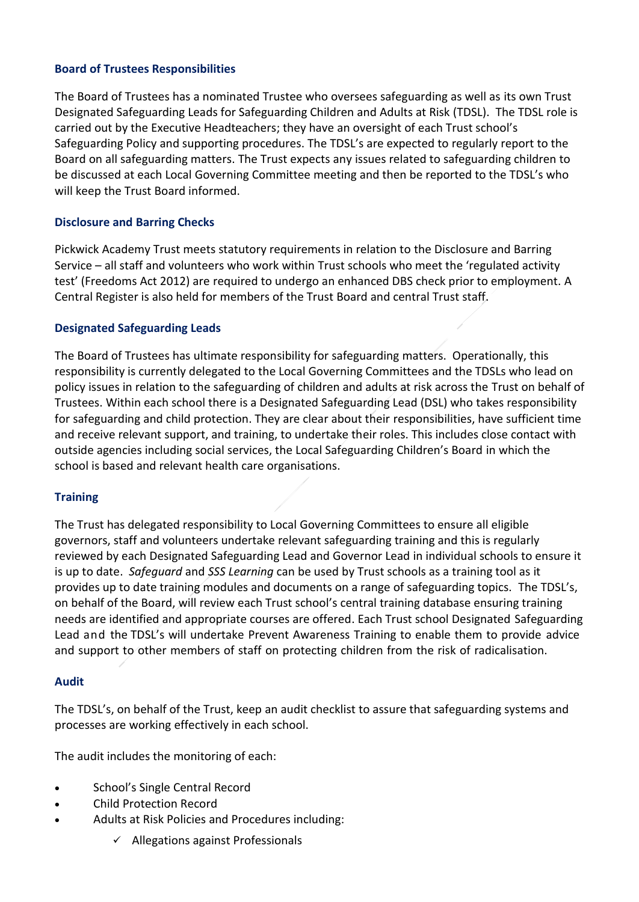### Board of Trustees Responsibilities

The Board of Trustees has a nominated Trustee who oversees safeguarding as well as its own Trust Designated Safeguarding Leads for Safeguarding Children and Adults at Risk (TDSL). The TDSL role is carried out by the Executive Headteachers; they have an oversight of each Trust school's Safeguarding Policy and supporting procedures. The TDSL's are expected to regularly report to the Board on all safeguarding matters. The Trust expects any issues related to safeguarding children to be discussed at each Local Governing Committee meeting and then be reported to the TDSL's who will keep the Trust Board informed.

### Disclosure and Barring Checks

Pickwick Academy Trust meets statutory requirements in relation to the Disclosure and Barring Service – all staff and volunteers who work within Trust schools who meet the 'regulated activity test' (Freedoms Act 2012) are required to undergo an enhanced DBS check prior to employment. A Central Register is also held for members of the Trust Board and central Trust staff.

### Designated Safeguarding Leads

The Board of Trustees has ultimate responsibility for safeguarding matters. Operationally, this responsibility is currently delegated to the Local Governing Committees and the TDSLs who lead on policy issues in relation to the safeguarding of children and adults at risk across the Trust on behalf of Trustees. Within each school there is a Designated Safeguarding Lead (DSL) who takes responsibility for safeguarding and child protection. They are clear about their responsibilities, have sufficient time and receive relevant support, and training, to undertake their roles. This includes close contact with outside agencies including social services, the Local Safeguarding Children's Board in which the school is based and relevant health care organisations.

### Training

The Trust has delegated responsibility to Local Governing Committees to ensure all eligible governors, staff and volunteers undertake relevant safeguarding training and this is regularly reviewed by each Designated Safeguarding Lead and Governor Lead in individual schools to ensure it is up to date. *Safeguard* and *SSS Learning* can be used by Trust schools as a training tool as it provides up to date training modules and documents on a range of safeguarding topics. The TDSL's, on behalf of the Board, will review each Trust school's central training database ensuring training needs are identified and appropriate courses are offered. Each Trust school Designated Safeguarding Lead and the TDSL's will undertake Prevent Awareness Training to enable them to provide advice and support to other members of staff on protecting children from the risk of radicalisation.

### Audit

The TDSL's, on behalf of the Trust, keep an audit checklist to assure that safeguarding systems and processes are working effectively in each school.

The audit includes the monitoring of each:

- School's Single Central Record
- Child Protection Record
- Adults at Risk Policies and Procedures including:
  - ✓ Allegations against Professionals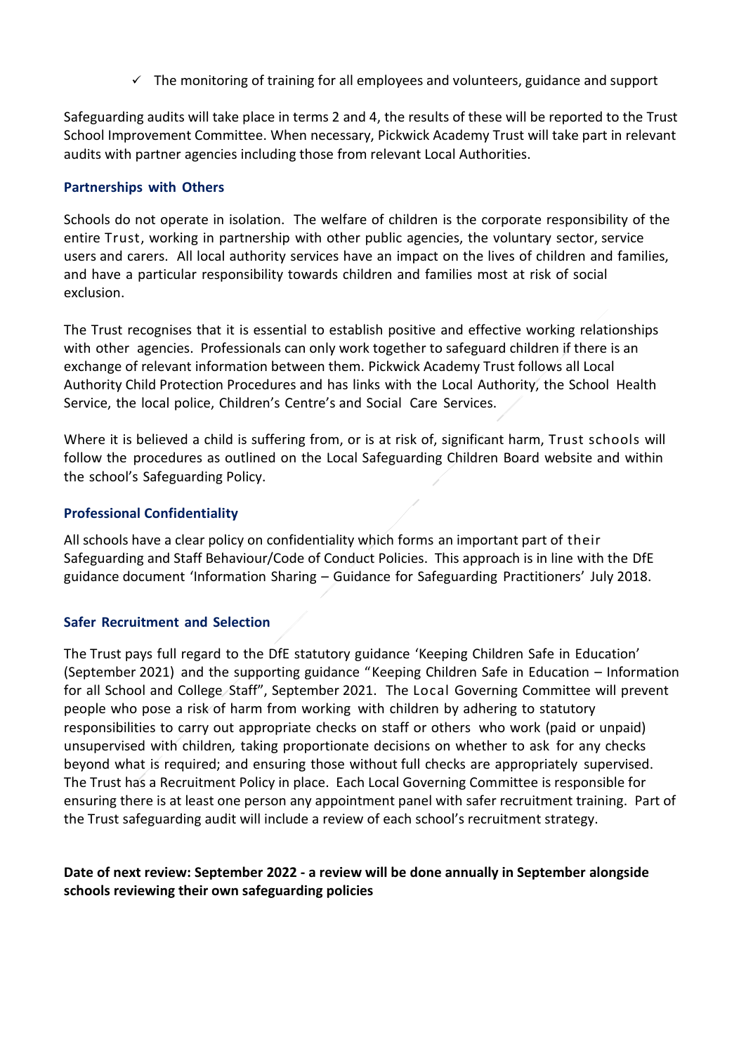- ✓ The monitoring of training for all employees and volunteers, guidance and support

Safeguarding audits will take place in terms 2 and 4, the results of these will be reported to the Trust School Improvement Committee. When necessary, Pickwick Academy Trust will take part in relevant audits with partner agencies including those from relevant Local Authorities.

### Partnerships with Others

Schools do not operate in isolation. The welfare of children is the corporate responsibility of the entire Trust, working in partnership with other public agencies, the voluntary sector, service users and carers. All local authority services have an impact on the lives of children and families, and have a particular responsibility towards children and families most at risk of social exclusion.

The Trust recognises that it is essential to establish positive and effective working relationships with other agencies. Professionals can only work together to safeguard children if there is an exchange of relevant information between them. Pickwick Academy Trust follows all Local Authority Child Protection Procedures and has links with the Local Authority, the School Health Service, the local police, Children's Centre's and Social Care Services.

Where it is believed a child is suffering from, or is at risk of, significant harm, Trust schools will follow the procedures as outlined on the Local Safeguarding Children Board website and within the school's Safeguarding Policy.

### Professional Confidentiality

All schools have a clear policy on confidentiality which forms an important part of their Safeguarding and Staff Behaviour/Code of Conduct Policies. This approach is in line with the DfE guidance document 'Information Sharing – Guidance for Safeguarding Practitioners' July 2018.

### Safer Recruitment and Selection

The Trust pays full regard to the DfE statutory guidance 'Keeping Children Safe in Education' (September 2021) and the supporting guidance "Keeping Children Safe in Education – Information for all School and College Staff", September 2021. The Local Governing Committee will prevent people who pose a risk of harm from working with children by adhering to statutory responsibilities to carry out appropriate checks on staff or others who work (paid or unpaid) unsupervised with children, taking proportionate decisions on whether to ask for any checks beyond what is required; and ensuring those without full checks are appropriately supervised. The Trust has a Recruitment Policy in place. Each Local Governing Committee is responsible for ensuring there is at least one person any appointment panel with safer recruitment training. Part of the Trust safeguarding audit will include a review of each school's recruitment strategy.

**Date of next review: September 2022 - a review will be done annually in September alongside schools reviewing their own safeguarding policies**